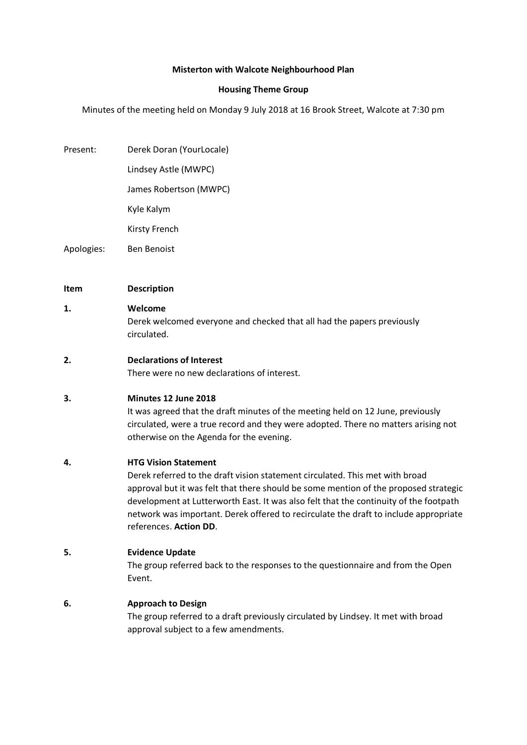**Misterton with Walcote Neighbourhood Plan**

**Housing Theme Group**

Minutes of the meeting held on Monday 9 July 2018 at 16 Brook Street, Walcote at 7:30 pm

Present: Derek Doran (YourLocale)
Lindsey Astle (MWPC)
James Robertson (MWPC)
Kyle Kalym
Kirsty French

Apologies: Ben Benoist

| Item | Description |
|---|---|
| **1.** | **Welcome**<br>Derek welcomed everyone and checked that all had the papers previously circulated. |
| **2.** | **Declarations of Interest**<br>There were no new declarations of interest. |
| **3.** | **Minutes 12 June 2018**<br>It was agreed that the draft minutes of the meeting held on 12 June, previously circulated, were a true record and they were adopted. There no matters arising not otherwise on the Agenda for the evening. |
| **4.** | **HTG Vision Statement**<br>Derek referred to the draft vision statement circulated. This met with broad approval but it was felt that there should be some mention of the proposed strategic development at Lutterworth East. It was also felt that the continuity of the footpath network was important. Derek offered to recirculate the draft to include appropriate references. **Action DD**. |
| **5.** | **Evidence Update**<br>The group referred back to the responses to the questionnaire and from the Open Event. |
| **6.** | **Approach to Design**<br>The group referred to a draft previously circulated by Lindsey. It met with broad approval subject to a few amendments. |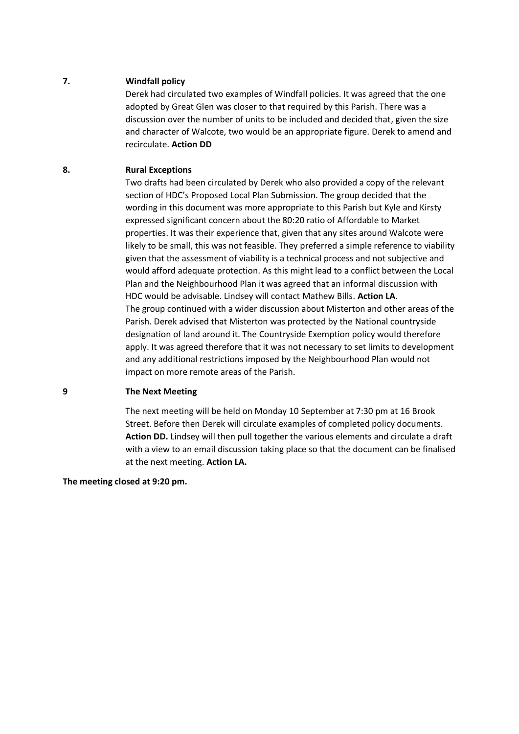**7. Windfall policy**

Derek had circulated two examples of Windfall policies. It was agreed that the one adopted by Great Glen was closer to that required by this Parish. There was a discussion over the number of units to be included and decided that, given the size and character of Walcote, two would be an appropriate figure. Derek to amend and recirculate. **Action DD**

**8. Rural Exceptions**

Two drafts had been circulated by Derek who also provided a copy of the relevant section of HDC's Proposed Local Plan Submission. The group decided that the wording in this document was more appropriate to this Parish but Kyle and Kirsty expressed significant concern about the 80:20 ratio of Affordable to Market properties. It was their experience that, given that any sites around Walcote were likely to be small, this was not feasible. They preferred a simple reference to viability given that the assessment of viability is a technical process and not subjective and would afford adequate protection. As this might lead to a conflict between the Local Plan and the Neighbourhood Plan it was agreed that an informal discussion with HDC would be advisable. Lindsey will contact Mathew Bills. **Action LA**.
The group continued with a wider discussion about Misterton and other areas of the Parish. Derek advised that Misterton was protected by the National countryside designation of land around it. The Countryside Exemption policy would therefore apply. It was agreed therefore that it was not necessary to set limits to development and any additional restrictions imposed by the Neighbourhood Plan would not impact on more remote areas of the Parish.

**9 The Next Meeting**

The next meeting will be held on Monday 10 September at 7:30 pm at 16 Brook Street. Before then Derek will circulate examples of completed policy documents. **Action DD.** Lindsey will then pull together the various elements and circulate a draft with a view to an email discussion taking place so that the document can be finalised at the next meeting. **Action LA.**

**The meeting closed at 9:20 pm.**